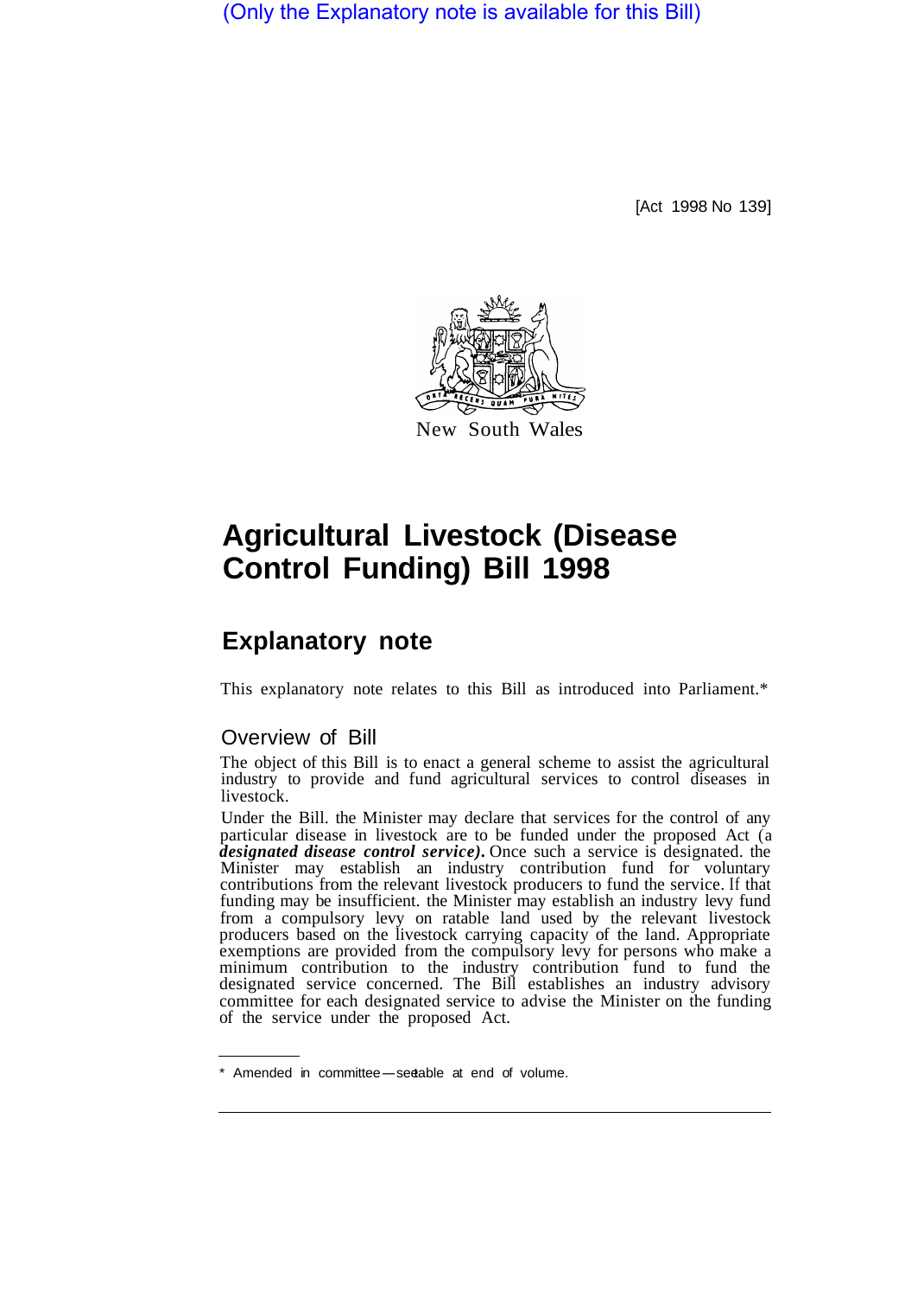(Only the Explanatory note is available for this Bill)

[Act 1998 No 139]

New South Wales

# Agricultural Livestock (Disease Control Funding) Bill 1998

## Explanatory note

This explanatory note relates to this Bill as introduced into Parliament.*

### Overview of Bill

The object of this Bill is to enact a general scheme to assist the agricultural industry to provide and fund agricultural services to control diseases in livestock.

Under the Bill. the Minister may declare that services for the control of any particular disease in livestock are to be funded under the proposed Act (a ***designated disease control service).*** Once such a service is designated. the Minister may establish an industry contribution fund for voluntary contributions from the relevant livestock producers to fund the service. If that funding may be insufficient. the Minister may establish an industry levy fund from a compulsory levy on ratable land used by the relevant livestock producers based on the livestock carrying capacity of the land. Appropriate exemptions are provided from the compulsory levy for persons who make a minimum contribution to the industry contribution fund to fund the designated service concerned. The Bill establishes an industry advisory committee for each designated service to advise the Minister on the funding of the service under the proposed Act.

* Amended in committee—see table at end of volume.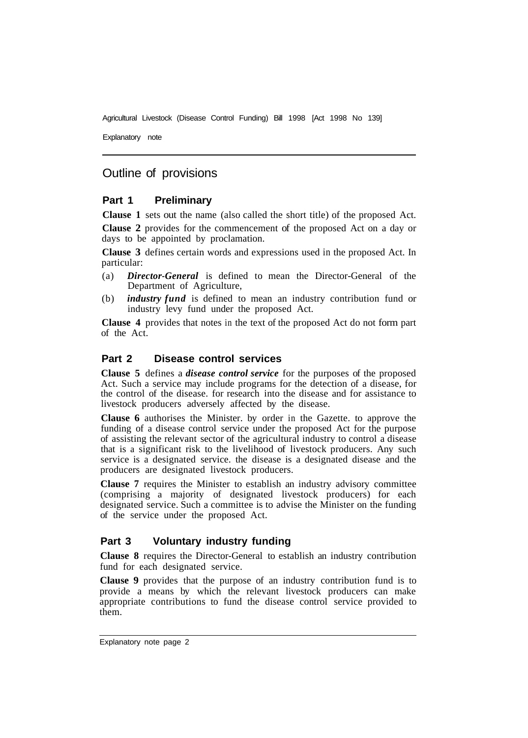## Outline of provisions

### Part 1 Preliminary

**Clause 1** sets out the name (also called the short title) of the proposed Act.

**Clause 2** provides for the commencement of the proposed Act on a day or days to be appointed by proclamation.

**Clause 3** defines certain words and expressions used in the proposed Act. In particular:

(a) ***Director-General*** is defined to mean the Director-General of the Department of Agriculture,

(b) ***industry fund*** is defined to mean an industry contribution fund or industry levy fund under the proposed Act.

**Clause 4** provides that notes in the text of the proposed Act do not form part of the Act.

### Part 2 Disease control services

**Clause 5** defines a ***disease control service*** for the purposes of the proposed Act. Such a service may include programs for the detection of a disease, for the control of the disease. for research into the disease and for assistance to livestock producers adversely affected by the disease.

**Clause 6** authorises the Minister. by order in the Gazette. to approve the funding of a disease control service under the proposed Act for the purpose of assisting the relevant sector of the agricultural industry to control a disease that is a significant risk to the livelihood of livestock producers. Any such service is a designated service. the disease is a designated disease and the producers are designated livestock producers.

**Clause 7** requires the Minister to establish an industry advisory committee (comprising a majority of designated livestock producers) for each designated service. Such a committee is to advise the Minister on the funding of the service under the proposed Act.

### Part 3 Voluntary industry funding

**Clause 8** requires the Director-General to establish an industry contribution fund for each designated service.

**Clause 9** provides that the purpose of an industry contribution fund is to provide a means by which the relevant livestock producers can make appropriate contributions to fund the disease control service provided to them.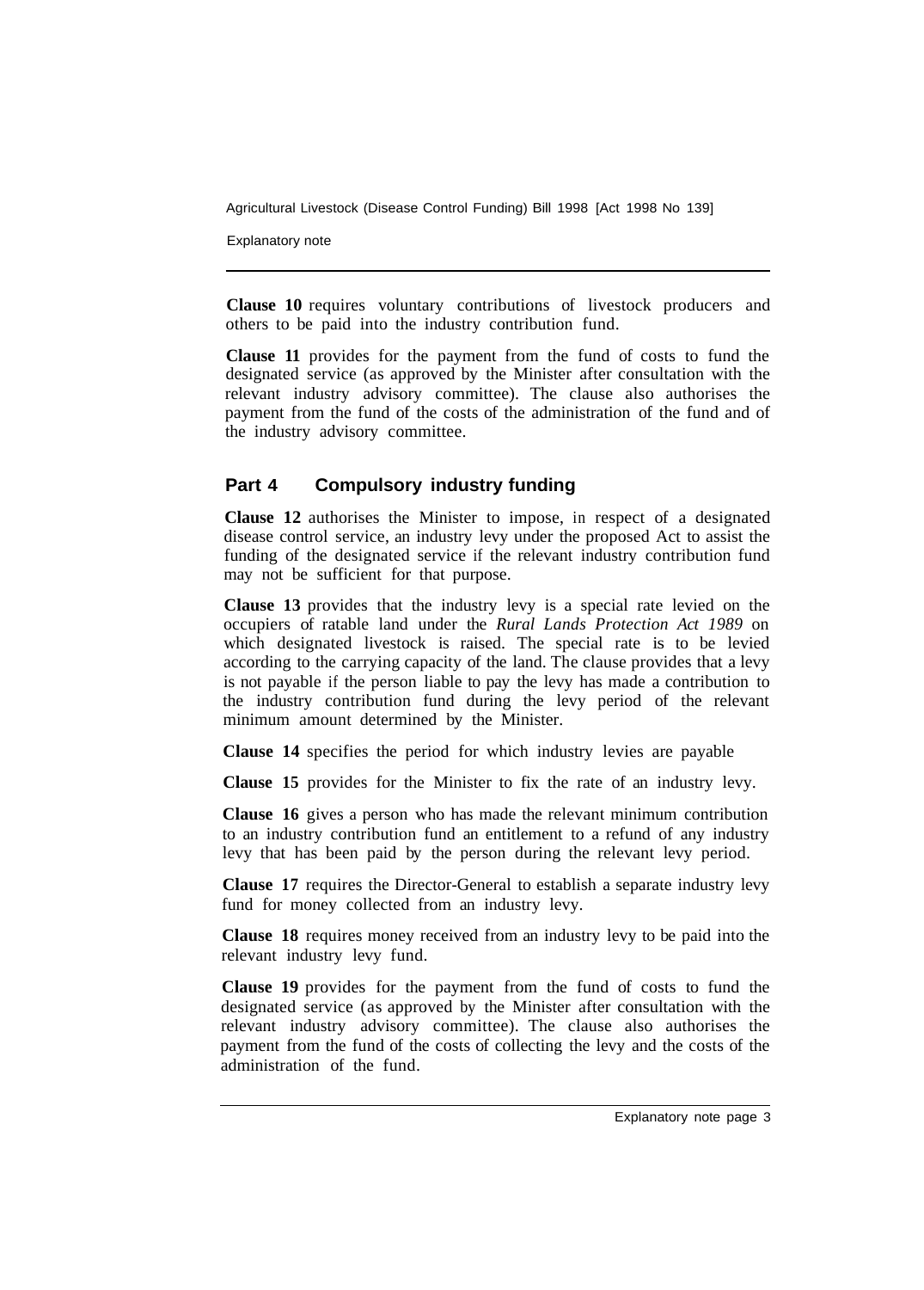**Clause 10** requires voluntary contributions of livestock producers and others to be paid into the industry contribution fund.

**Clause 11** provides for the payment from the fund of costs to fund the designated service (as approved by the Minister after consultation with the relevant industry advisory committee). The clause also authorises the payment from the fund of the costs of the administration of the fund and of the industry advisory committee.

## Part 4 Compulsory industry funding

**Clause 12** authorises the Minister to impose, in respect of a designated disease control service, an industry levy under the proposed Act to assist the funding of the designated service if the relevant industry contribution fund may not be sufficient for that purpose.

**Clause 13** provides that the industry levy is a special rate levied on the occupiers of ratable land under the *Rural Lands Protection Act 1989* on which designated livestock is raised. The special rate is to be levied according to the carrying capacity of the land. The clause provides that a levy is not payable if the person liable to pay the levy has made a contribution to the industry contribution fund during the levy period of the relevant minimum amount determined by the Minister.

**Clause 14** specifies the period for which industry levies are payable

**Clause 15** provides for the Minister to fix the rate of an industry levy.

**Clause 16** gives a person who has made the relevant minimum contribution to an industry contribution fund an entitlement to a refund of any industry levy that has been paid by the person during the relevant levy period.

**Clause 17** requires the Director-General to establish a separate industry levy fund for money collected from an industry levy.

**Clause 18** requires money received from an industry levy to be paid into the relevant industry levy fund.

**Clause 19** provides for the payment from the fund of costs to fund the designated service (as approved by the Minister after consultation with the relevant industry advisory committee). The clause also authorises the payment from the fund of the costs of collecting the levy and the costs of the administration of the fund.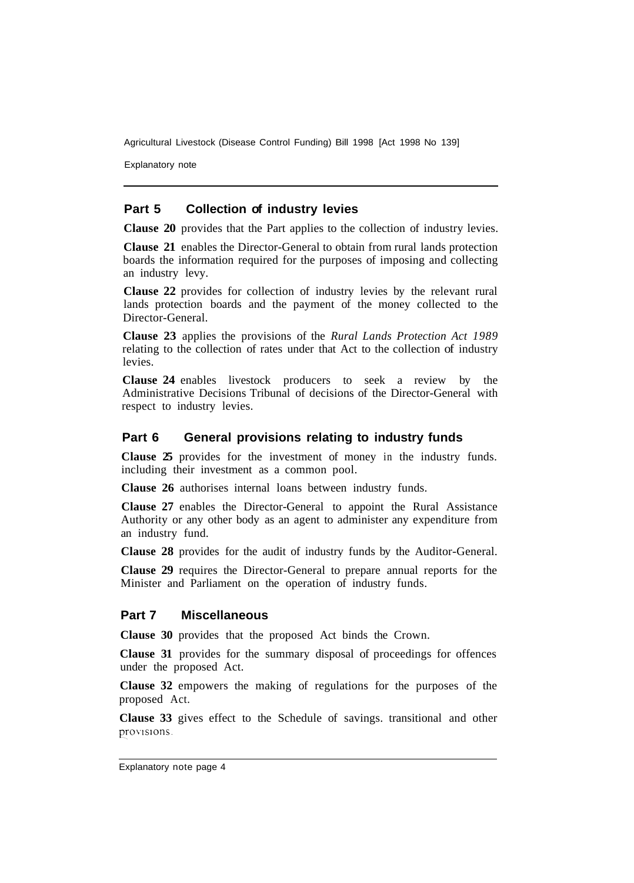## Part 5 Collection of industry levies

**Clause 20** provides that the Part applies to the collection of industry levies.

**Clause 21** enables the Director-General to obtain from rural lands protection boards the information required for the purposes of imposing and collecting an industry levy.

**Clause 22** provides for collection of industry levies by the relevant rural lands protection boards and the payment of the money collected to the Director-General.

**Clause 23** applies the provisions of the *Rural Lands Protection Act 1989* relating to the collection of rates under that Act to the collection of industry levies.

**Clause 24** enables livestock producers to seek a review by the Administrative Decisions Tribunal of decisions of the Director-General with respect to industry levies.

## Part 6 General provisions relating to industry funds

**Clause 25** provides for the investment of money in the industry funds. including their investment as a common pool.

**Clause 26** authorises internal loans between industry funds.

**Clause 27** enables the Director-General to appoint the Rural Assistance Authority or any other body as an agent to administer any expenditure from an industry fund.

**Clause 28** provides for the audit of industry funds by the Auditor-General.

**Clause 29** requires the Director-General to prepare annual reports for the Minister and Parliament on the operation of industry funds.

## Part 7 Miscellaneous

**Clause 30** provides that the proposed Act binds the Crown.

**Clause 31** provides for the summary disposal of proceedings for offences under the proposed Act.

**Clause 32** empowers the making of regulations for the purposes of the proposed Act.

**Clause 33** gives effect to the Schedule of savings. transitional and other provisions.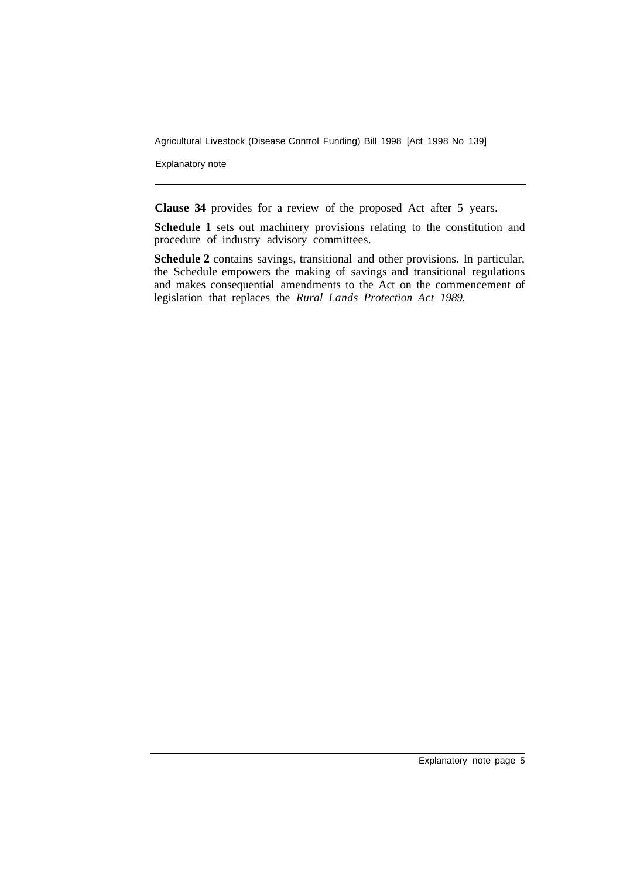**Clause 34** provides for a review of the proposed Act after 5 years.

**Schedule 1** sets out machinery provisions relating to the constitution and procedure of industry advisory committees.

**Schedule 2** contains savings, transitional and other provisions. In particular, the Schedule empowers the making of savings and transitional regulations and makes consequential amendments to the Act on the commencement of legislation that replaces the *Rural Lands Protection Act 1989*.